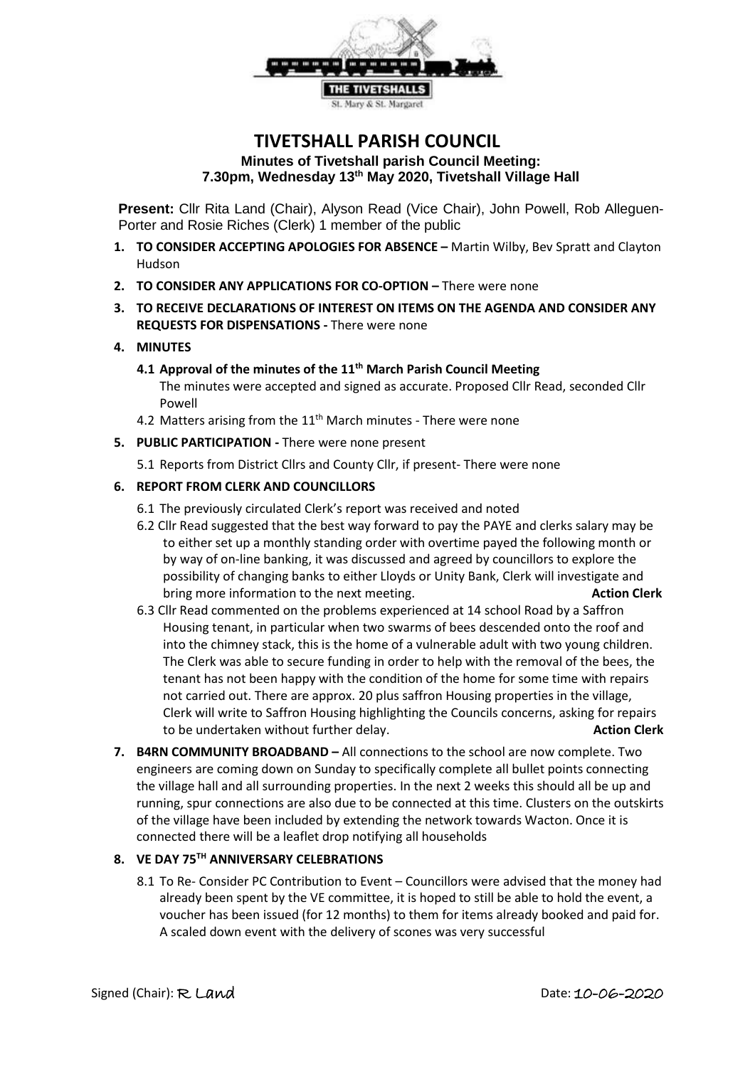THE TIVETSHALLS

St. Mary & St. Margaret

# TIVETSHALL PARISH COUNCIL

**Minutes of Tivetshall parish Council Meeting:**
**7.30pm, Wednesday 13th May 2020, Tivetshall Village Hall**

**Present:** Cllr Rita Land (Chair), Alyson Read (Vice Chair), John Powell, Rob Alleguen-Porter and Rosie Riches (Clerk) 1 member of the public

1. **TO CONSIDER ACCEPTING APOLOGIES FOR ABSENCE –** Martin Wilby, Bev Spratt and Clayton Hudson
2. **TO CONSIDER ANY APPLICATIONS FOR CO-OPTION –** There were none
3. **TO RECEIVE DECLARATIONS OF INTEREST ON ITEMS ON THE AGENDA AND CONSIDER ANY REQUESTS FOR DISPENSATIONS -** There were none
4. **MINUTES**
   - **4.1 Approval of the minutes of the 11th March Parish Council Meeting**
     The minutes were accepted and signed as accurate. Proposed Cllr Read, seconded Cllr Powell
   - 4.2 Matters arising from the 11th March minutes - There were none
5. **PUBLIC PARTICIPATION -** There were none present
   - 5.1 Reports from District Cllrs and County Cllr, if present- There were none
6. **REPORT FROM CLERK AND COUNCILLORS**
   - 6.1 The previously circulated Clerk's report was received and noted
   - 6.2 Cllr Read suggested that the best way forward to pay the PAYE and clerks salary may be to either set up a monthly standing order with overtime payed the following month or by way of on-line banking, it was discussed and agreed by councillors to explore the possibility of changing banks to either Lloyds or Unity Bank, Clerk will investigate and bring more information to the next meeting. **Action Clerk**
   - 6.3 Cllr Read commented on the problems experienced at 14 school Road by a Saffron Housing tenant, in particular when two swarms of bees descended onto the roof and into the chimney stack, this is the home of a vulnerable adult with two young children. The Clerk was able to secure funding in order to help with the removal of the bees, the tenant has not been happy with the condition of the home for some time with repairs not carried out. There are approx. 20 plus saffron Housing properties in the village, Clerk will write to Saffron Housing highlighting the Councils concerns, asking for repairs to be undertaken without further delay. **Action Clerk**
7. **B4RN COMMUNITY BROADBAND –** All connections to the school are now complete. Two engineers are coming down on Sunday to specifically complete all bullet points connecting the village hall and all surrounding properties. In the next 2 weeks this should all be up and running, spur connections are also due to be connected at this time. Clusters on the outskirts of the village have been included by extending the network towards Wacton. Once it is connected there will be a leaflet drop notifying all households
8. **VE DAY 75TH ANNIVERSARY CELEBRATIONS**
   - 8.1 To Re- Consider PC Contribution to Event – Councillors were advised that the money had already been spent by the VE committee, it is hoped to still be able to hold the event, a voucher has been issued (for 12 months) to them for items already booked and paid for. A scaled down event with the delivery of scones was very successful

Signed (Chair): R Land Date: 10-06-2020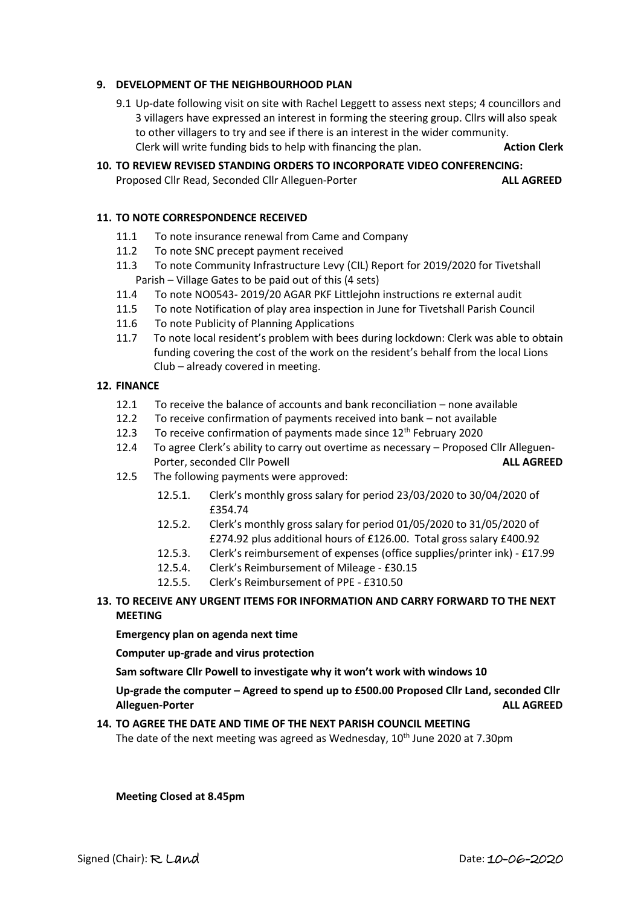**9. DEVELOPMENT OF THE NEIGHBOURHOOD PLAN**

9.1 Up-date following visit on site with Rachel Leggett to assess next steps; 4 councillors and 3 villagers have expressed an interest in forming the steering group. Cllrs will also speak to other villagers to try and see if there is an interest in the wider community. Clerk will write funding bids to help with financing the plan. **Action Clerk**

**10. TO REVIEW REVISED STANDING ORDERS TO INCORPORATE VIDEO CONFERENCING:**

Proposed Cllr Read, Seconded Cllr Alleguen-Porter **ALL AGREED**

**11. TO NOTE CORRESPONDENCE RECEIVED**

- 11.1 To note insurance renewal from Came and Company
- 11.2 To note SNC precept payment received
- 11.3 To note Community Infrastructure Levy (CIL) Report for 2019/2020 for Tivetshall Parish – Village Gates to be paid out of this (4 sets)
- 11.4 To note NO0543- 2019/20 AGAR PKF Littlejohn instructions re external audit
- 11.5 To note Notification of play area inspection in June for Tivetshall Parish Council
- 11.6 To note Publicity of Planning Applications
- 11.7 To note local resident's problem with bees during lockdown: Clerk was able to obtain funding covering the cost of the work on the resident's behalf from the local Lions Club – already covered in meeting.

**12. FINANCE**

- 12.1 To receive the balance of accounts and bank reconciliation – none available
- 12.2 To receive confirmation of payments received into bank – not available
- 12.3 To receive confirmation of payments made since 12th February 2020
- 12.4 To agree Clerk's ability to carry out overtime as necessary – Proposed Cllr Alleguen-Porter, seconded Cllr Powell **ALL AGREED**
- 12.5 The following payments were approved:
  - 12.5.1. Clerk's monthly gross salary for period 23/03/2020 to 30/04/2020 of £354.74
  - 12.5.2. Clerk's monthly gross salary for period 01/05/2020 to 31/05/2020 of £274.92 plus additional hours of £126.00. Total gross salary £400.92
  - 12.5.3. Clerk's reimbursement of expenses (office supplies/printer ink) - £17.99
  - 12.5.4. Clerk's Reimbursement of Mileage - £30.15
  - 12.5.5. Clerk's Reimbursement of PPE - £310.50

**13. TO RECEIVE ANY URGENT ITEMS FOR INFORMATION AND CARRY FORWARD TO THE NEXT MEETING**

**Emergency plan on agenda next time**

**Computer up-grade and virus protection**

**Sam software Cllr Powell to investigate why it won't work with windows 10**

**Up-grade the computer – Agreed to spend up to £500.00 Proposed Cllr Land, seconded Cllr Alleguen-Porter** **ALL AGREED**

**14. TO AGREE THE DATE AND TIME OF THE NEXT PARISH COUNCIL MEETING**

The date of the next meeting was agreed as Wednesday, 10th June 2020 at 7.30pm

**Meeting Closed at 8.45pm**

Signed (Chair): R Land Date: 10-06-2020